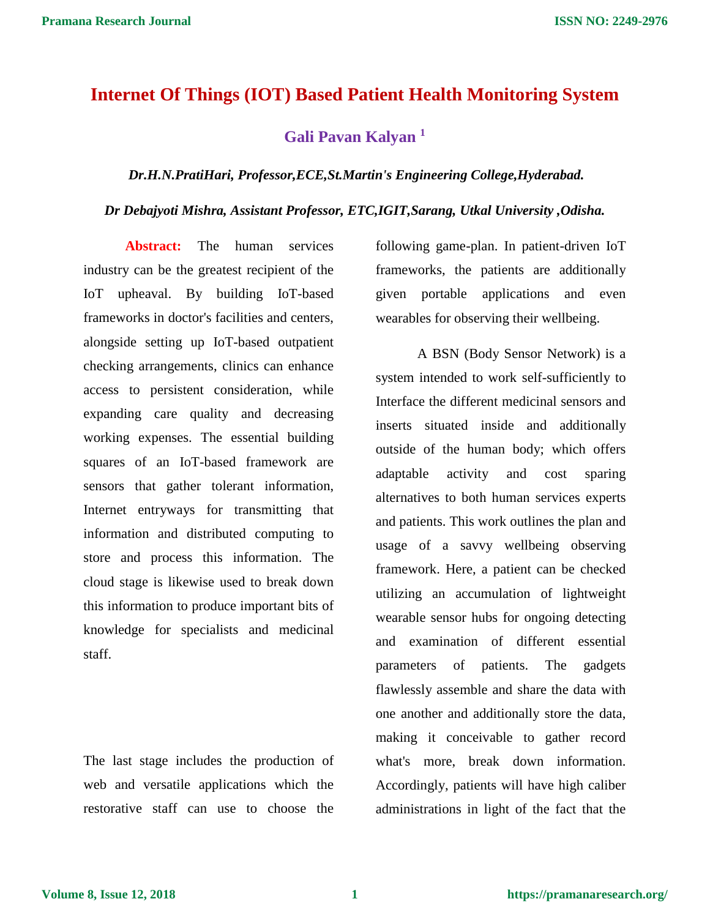# Internet Of Things (IOT) Based Patient Health Monitoring System

**Gali Pavan Kalyan** [1]

***Dr.H.N.PratiHari, Professor,ECE,St.Martin's Engineering College,Hyderabad.***

***Dr Debajyoti Mishra, Assistant Professor, ETC,IGIT,Sarang, Utkal University ,Odisha.***

**Abstract:** The human services industry can be the greatest recipient of the IoT upheaval. By building IoT-based frameworks in doctor's facilities and centers, alongside setting up IoT-based outpatient checking arrangements, clinics can enhance access to persistent consideration, while expanding care quality and decreasing working expenses. The essential building squares of an IoT-based framework are sensors that gather tolerant information, Internet entryways for transmitting that information and distributed computing to store and process this information. The cloud stage is likewise used to break down this information to produce important bits of knowledge for specialists and medicinal staff.

The last stage includes the production of web and versatile applications which the restorative staff can use to choose the following game-plan. In patient-driven IoT frameworks, the patients are additionally given portable applications and even wearables for observing their wellbeing.

A BSN (Body Sensor Network) is a system intended to work self-sufficiently to Interface the different medicinal sensors and inserts situated inside and additionally outside of the human body; which offers adaptable activity and cost sparing alternatives to both human services experts and patients. This work outlines the plan and usage of a savvy wellbeing observing framework. Here, a patient can be checked utilizing an accumulation of lightweight wearable sensor hubs for ongoing detecting and examination of different essential parameters of patients. The gadgets flawlessly assemble and share the data with one another and additionally store the data, making it conceivable to gather record what's more, break down information. Accordingly, patients will have high caliber administrations in light of the fact that the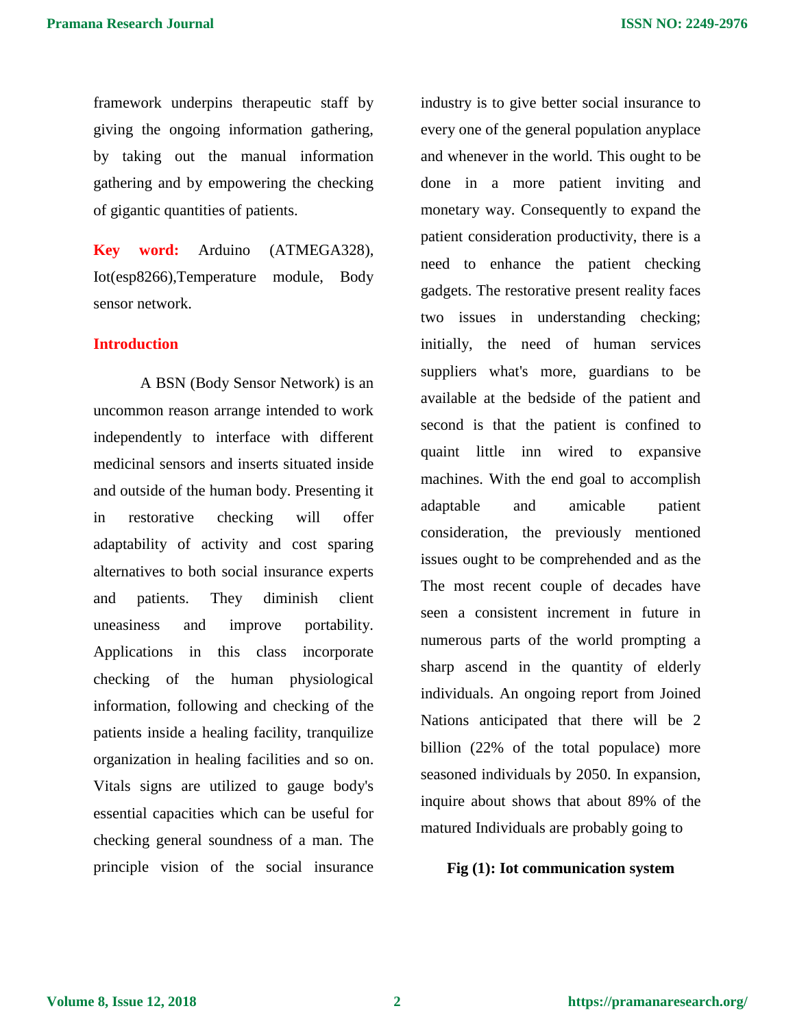framework underpins therapeutic staff by giving the ongoing information gathering, by taking out the manual information gathering and by empowering the checking of gigantic quantities of patients.

**Key word:** Arduino (ATMEGA328), Iot(esp8266),Temperature module, Body sensor network.

## Introduction

A BSN (Body Sensor Network) is an uncommon reason arrange intended to work independently to interface with different medicinal sensors and inserts situated inside and outside of the human body. Presenting it in restorative checking will offer adaptability of activity and cost sparing alternatives to both social insurance experts and patients. They diminish client uneasiness and improve portability. Applications in this class incorporate checking of the human physiological information, following and checking of the patients inside a healing facility, tranquilize organization in healing facilities and so on. Vitals signs are utilized to gauge body's essential capacities which can be useful for checking general soundness of a man. The principle vision of the social insurance industry is to give better social insurance to every one of the general population anyplace and whenever in the world. This ought to be done in a more patient inviting and monetary way. Consequently to expand the patient consideration productivity, there is a need to enhance the patient checking gadgets. The restorative present reality faces two issues in understanding checking; initially, the need of human services suppliers what's more, guardians to be available at the bedside of the patient and second is that the patient is confined to quaint little inn wired to expansive machines. With the end goal to accomplish adaptable and amicable patient consideration, the previously mentioned issues ought to be comprehended and as the The most recent couple of decades have seen a consistent increment in future in numerous parts of the world prompting a sharp ascend in the quantity of elderly individuals. An ongoing report from Joined Nations anticipated that there will be 2 billion (22% of the total populace) more seasoned individuals by 2050. In expansion, inquire about shows that about 89% of the matured Individuals are probably going to

**Fig (1): Iot communication system**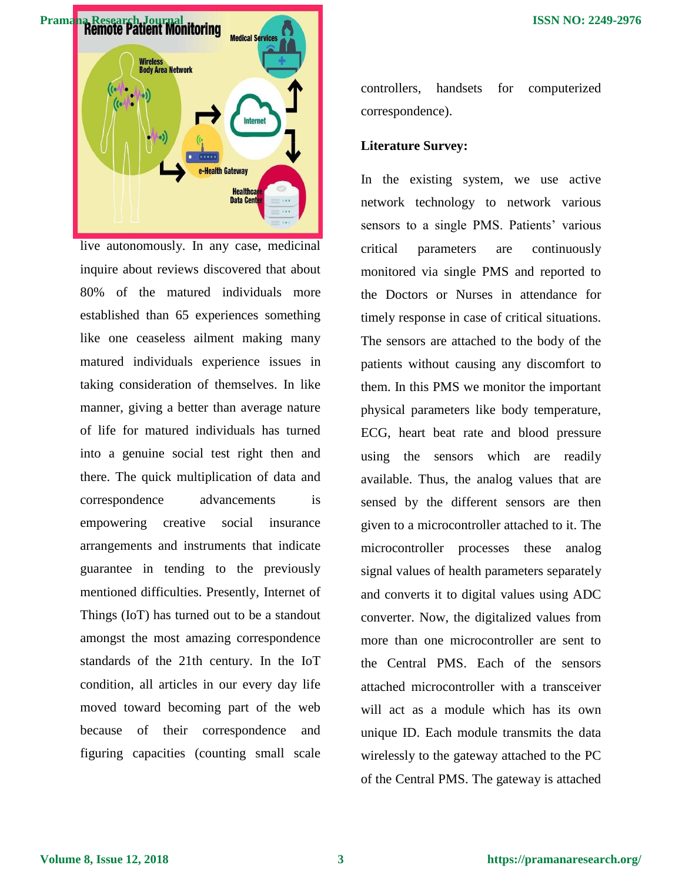live autonomously. In any case, medicinal inquire about reviews discovered that about 80% of the matured individuals more established than 65 experiences something like one ceaseless ailment making many matured individuals experience issues in taking consideration of themselves. In like manner, giving a better than average nature of life for matured individuals has turned into a genuine social test right then and there. The quick multiplication of data and correspondence advancements is empowering creative social insurance arrangements and instruments that indicate guarantee in tending to the previously mentioned difficulties. Presently, Internet of Things (IoT) has turned out to be a standout amongst the most amazing correspondence standards of the 21th century. In the IoT condition, all articles in our every day life moved toward becoming part of the web because of their correspondence and figuring capacities (counting small scale controllers, handsets for computerized correspondence).

**Literature Survey:**

In the existing system, we use active network technology to network various sensors to a single PMS. Patients' various critical parameters are continuously monitored via single PMS and reported to the Doctors or Nurses in attendance for timely response in case of critical situations. The sensors are attached to the body of the patients without causing any discomfort to them. In this PMS we monitor the important physical parameters like body temperature, ECG, heart beat rate and blood pressure using the sensors which are readily available. Thus, the analog values that are sensed by the different sensors are then given to a microcontroller attached to it. The microcontroller processes these analog signal values of health parameters separately and converts it to digital values using ADC converter. Now, the digitalized values from more than one microcontroller are sent to the Central PMS. Each of the sensors attached microcontroller with a transceiver will act as a module which has its own unique ID. Each module transmits the data wirelessly to the gateway attached to the PC of the Central PMS. The gateway is attached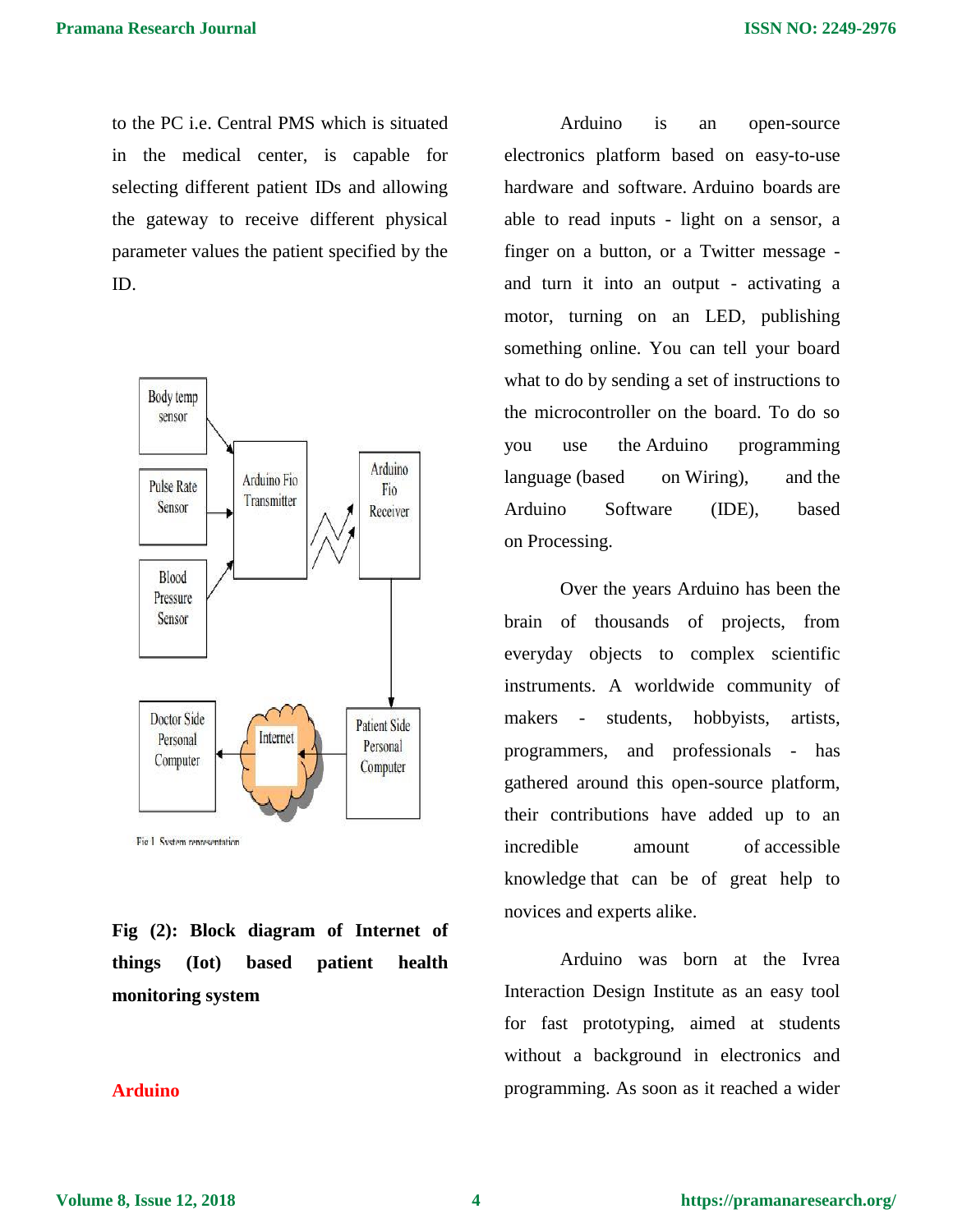to the PC i.e. Central PMS which is situated in the medical center, is capable for selecting different patient IDs and allowing the gateway to receive different physical parameter values the patient specified by the ID.

**Fig (2): Block diagram of Internet of things (Iot) based patient health monitoring system**

## Arduino

Arduino is an open-source electronics platform based on easy-to-use hardware and software. Arduino boards are able to read inputs - light on a sensor, a finger on a button, or a Twitter message - and turn it into an output - activating a motor, turning on an LED, publishing something online. You can tell your board what to do by sending a set of instructions to the microcontroller on the board. To do so you use the Arduino programming language (based on Wiring), and the Arduino Software (IDE), based on Processing.

Over the years Arduino has been the brain of thousands of projects, from everyday objects to complex scientific instruments. A worldwide community of makers - students, hobbyists, artists, programmers, and professionals - has gathered around this open-source platform, their contributions have added up to an incredible amount of accessible knowledge that can be of great help to novices and experts alike.

Arduino was born at the Ivrea Interaction Design Institute as an easy tool for fast prototyping, aimed at students without a background in electronics and programming. As soon as it reached a wider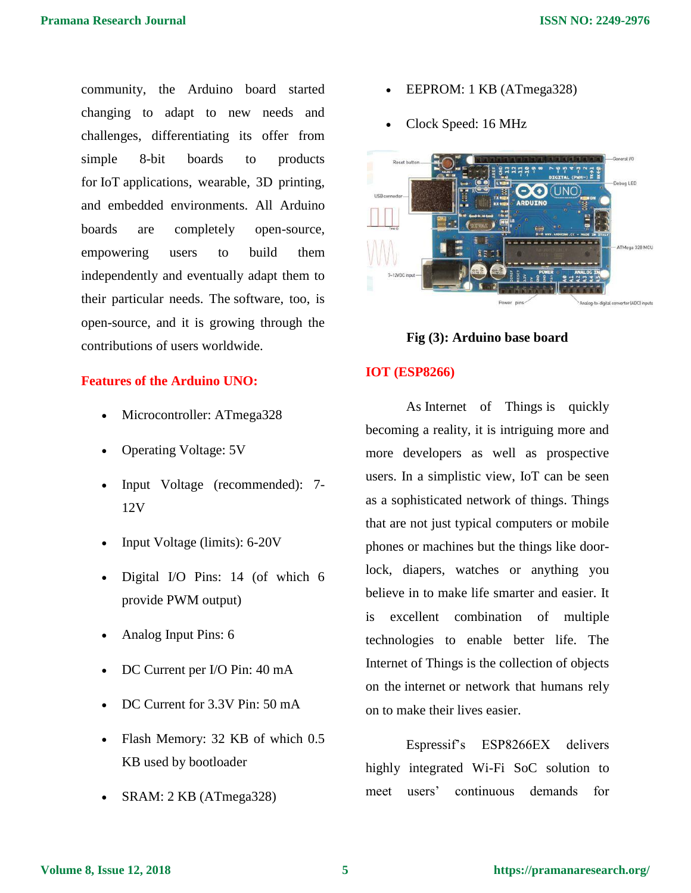community, the Arduino board started changing to adapt to new needs and challenges, differentiating its offer from simple 8-bit boards to products for IoT applications, wearable, 3D printing, and embedded environments. All Arduino boards are completely open-source, empowering users to build them independently and eventually adapt them to their particular needs. The software, too, is open-source, and it is growing through the contributions of users worldwide.

### Features of the Arduino UNO:

- Microcontroller: ATmega328
- Operating Voltage: 5V
- Input Voltage (recommended): 7-12V
- Input Voltage (limits): 6-20V
- Digital I/O Pins: 14 (of which 6 provide PWM output)
- Analog Input Pins: 6
- DC Current per I/O Pin: 40 mA
- DC Current for 3.3V Pin: 50 mA
- Flash Memory: 32 KB of which 0.5 KB used by bootloader
- SRAM: 2 KB (ATmega328)
- EEPROM: 1 KB (ATmega328)
- Clock Speed: 16 MHz

**Fig (3): Arduino base board**

### IOT (ESP8266)

As Internet of Things is quickly becoming a reality, it is intriguing more and more developers as well as prospective users. In a simplistic view, IoT can be seen as a sophisticated network of things. Things that are not just typical computers or mobile phones or machines but the things like door-lock, diapers, watches or anything you believe in to make life smarter and easier. It is excellent combination of multiple technologies to enable better life. The Internet of Things is the collection of objects on the internet or network that humans rely on to make their lives easier.

Espressif's ESP8266EX delivers highly integrated Wi-Fi SoC solution to meet users' continuous demands for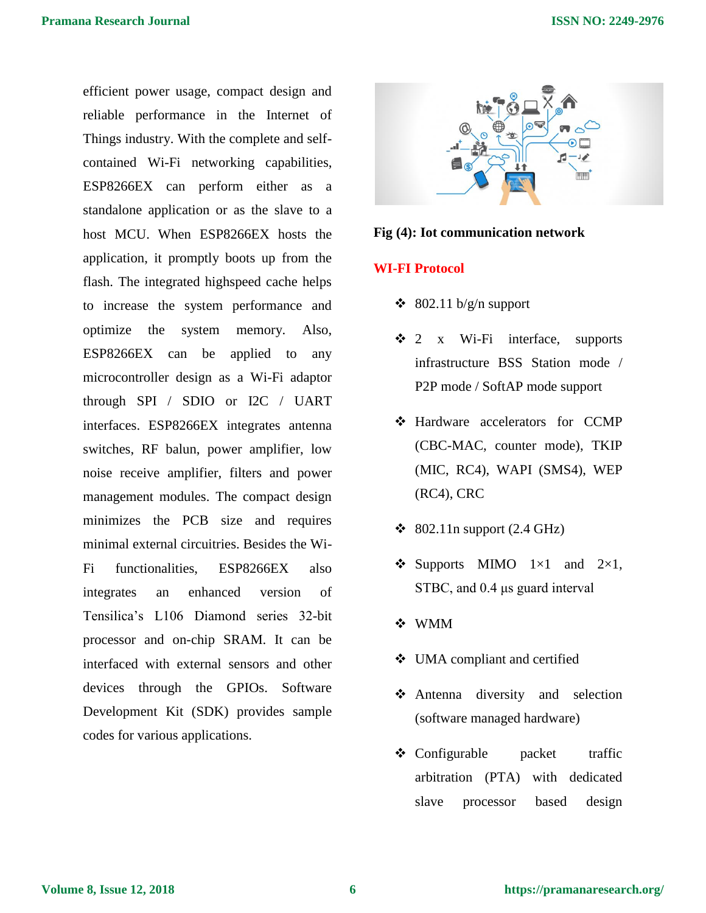efficient power usage, compact design and reliable performance in the Internet of Things industry. With the complete and self-contained Wi-Fi networking capabilities, ESP8266EX can perform either as a standalone application or as the slave to a host MCU. When ESP8266EX hosts the application, it promptly boots up from the flash. The integrated highspeed cache helps to increase the system performance and optimize the system memory. Also, ESP8266EX can be applied to any microcontroller design as a Wi-Fi adaptor through SPI / SDIO or I2C / UART interfaces. ESP8266EX integrates antenna switches, RF balun, power amplifier, low noise receive amplifier, filters and power management modules. The compact design minimizes the PCB size and requires minimal external circuitries. Besides the Wi-Fi functionalities, ESP8266EX also integrates an enhanced version of Tensilica's L106 Diamond series 32-bit processor and on-chip SRAM. It can be interfaced with external sensors and other devices through the GPIOs. Software Development Kit (SDK) provides sample codes for various applications.

**Fig (4): Iot communication network**

## WI-FI Protocol

- 802.11 b/g/n support
- 2 x Wi-Fi interface, supports infrastructure BSS Station mode / P2P mode / SoftAP mode support
- Hardware accelerators for CCMP (CBC-MAC, counter mode), TKIP (MIC, RC4), WAPI (SMS4), WEP (RC4), CRC
- 802.11n support (2.4 GHz)
- Supports MIMO 1×1 and 2×1, STBC, and 0.4 µs guard interval
- WMM
- UMA compliant and certified
- Antenna diversity and selection (software managed hardware)
- Configurable packet traffic arbitration (PTA) with dedicated slave processor based design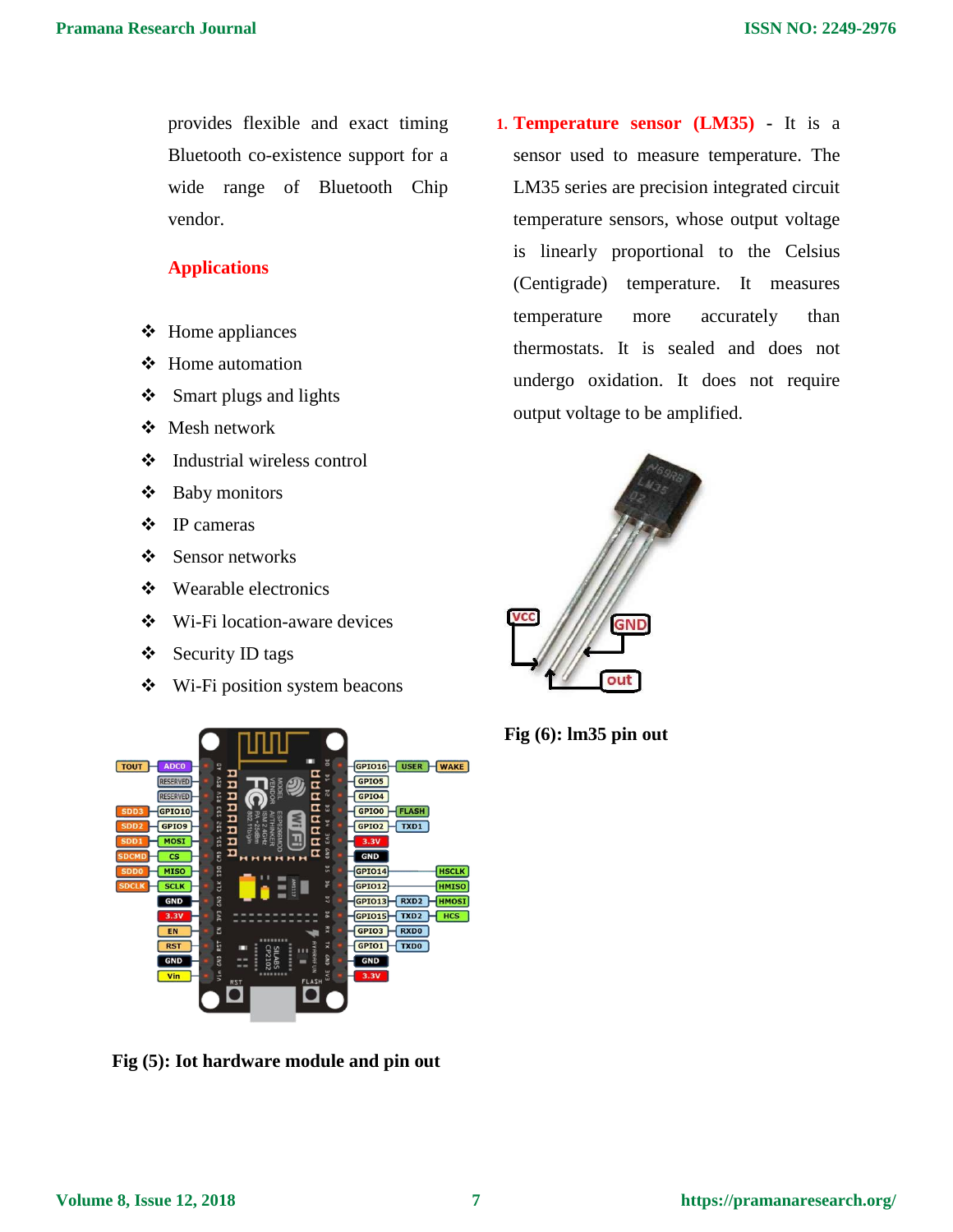provides flexible and exact timing Bluetooth co-existence support for a wide range of Bluetooth Chip vendor.

### Applications

- Home appliances
- Home automation
- Smart plugs and lights
- Mesh network
- Industrial wireless control
- Baby monitors
- IP cameras
- Sensor networks
- Wearable electronics
- Wi-Fi location-aware devices
- Security ID tags
- Wi-Fi position system beacons

**Fig (5): Iot hardware module and pin out**

1. **Temperature sensor (LM35)** - It is a sensor used to measure temperature. The LM35 series are precision integrated circuit temperature sensors, whose output voltage is linearly proportional to the Celsius (Centigrade) temperature. It measures temperature more accurately than thermostats. It is sealed and does not undergo oxidation. It does not require output voltage to be amplified.

**Fig (6): lm35 pin out**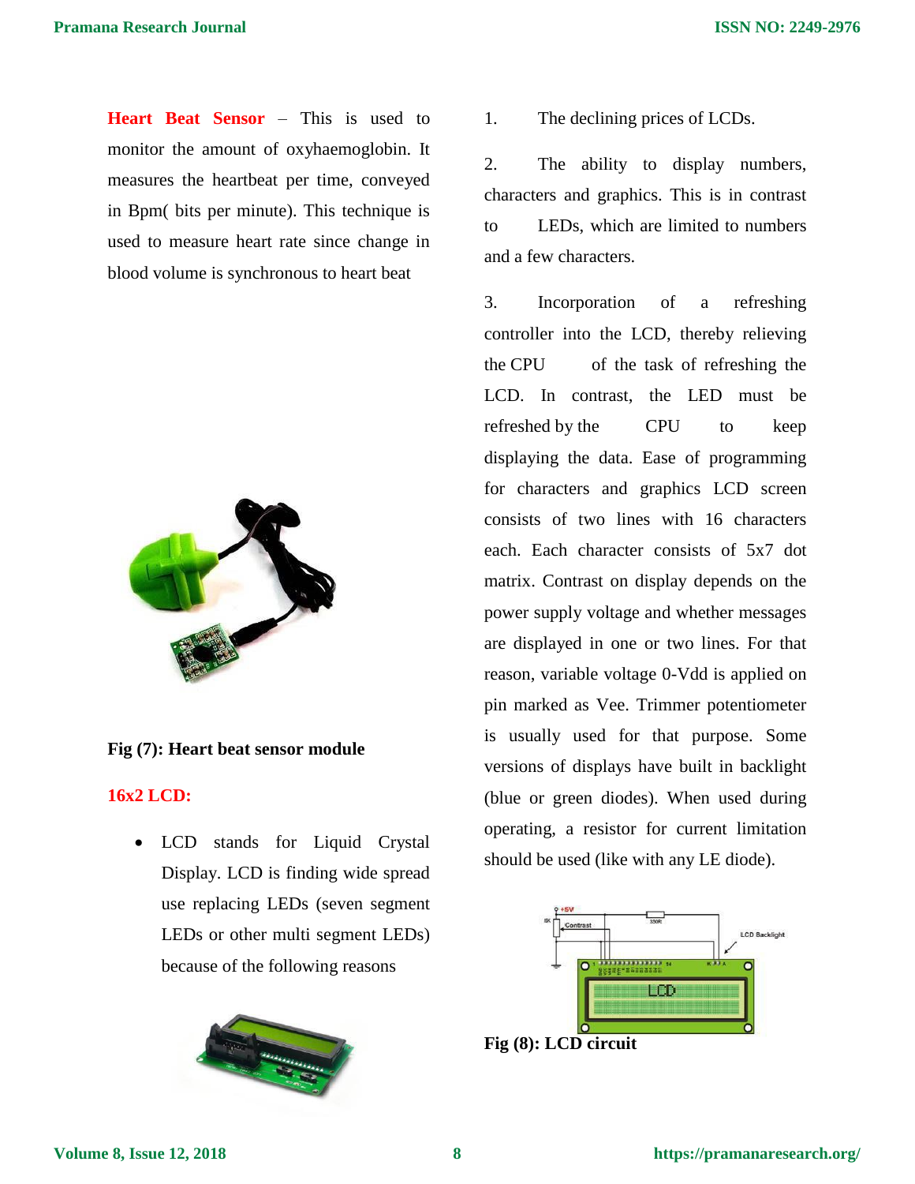**Heart Beat Sensor** – This is used to monitor the amount of oxyhaemoglobin. It measures the heartbeat per time, conveyed in Bpm( bits per minute). This technique is used to measure heart rate since change in blood volume is synchronous to heart beat

**Fig (7): Heart beat sensor module**

**16x2 LCD:**

- LCD stands for Liquid Crystal Display. LCD is finding wide spread use replacing LEDs (seven segment LEDs or other multi segment LEDs) because of the following reasons

1. The declining prices of LCDs.

2. The ability to display numbers, characters and graphics. This is in contrast to LEDs, which are limited to numbers and a few characters.

3. Incorporation of a refreshing controller into the LCD, thereby relieving the CPU of the task of refreshing the LCD. In contrast, the LED must be refreshed by the CPU to keep displaying the data. Ease of programming for characters and graphics LCD screen consists of two lines with 16 characters each. Each character consists of 5x7 dot matrix. Contrast on display depends on the power supply voltage and whether messages are displayed in one or two lines. For that reason, variable voltage 0-Vdd is applied on pin marked as Vee. Trimmer potentiometer is usually used for that purpose. Some versions of displays have built in backlight (blue or green diodes). When used during operating, a resistor for current limitation should be used (like with any LE diode).

**Fig (8): LCD circuit**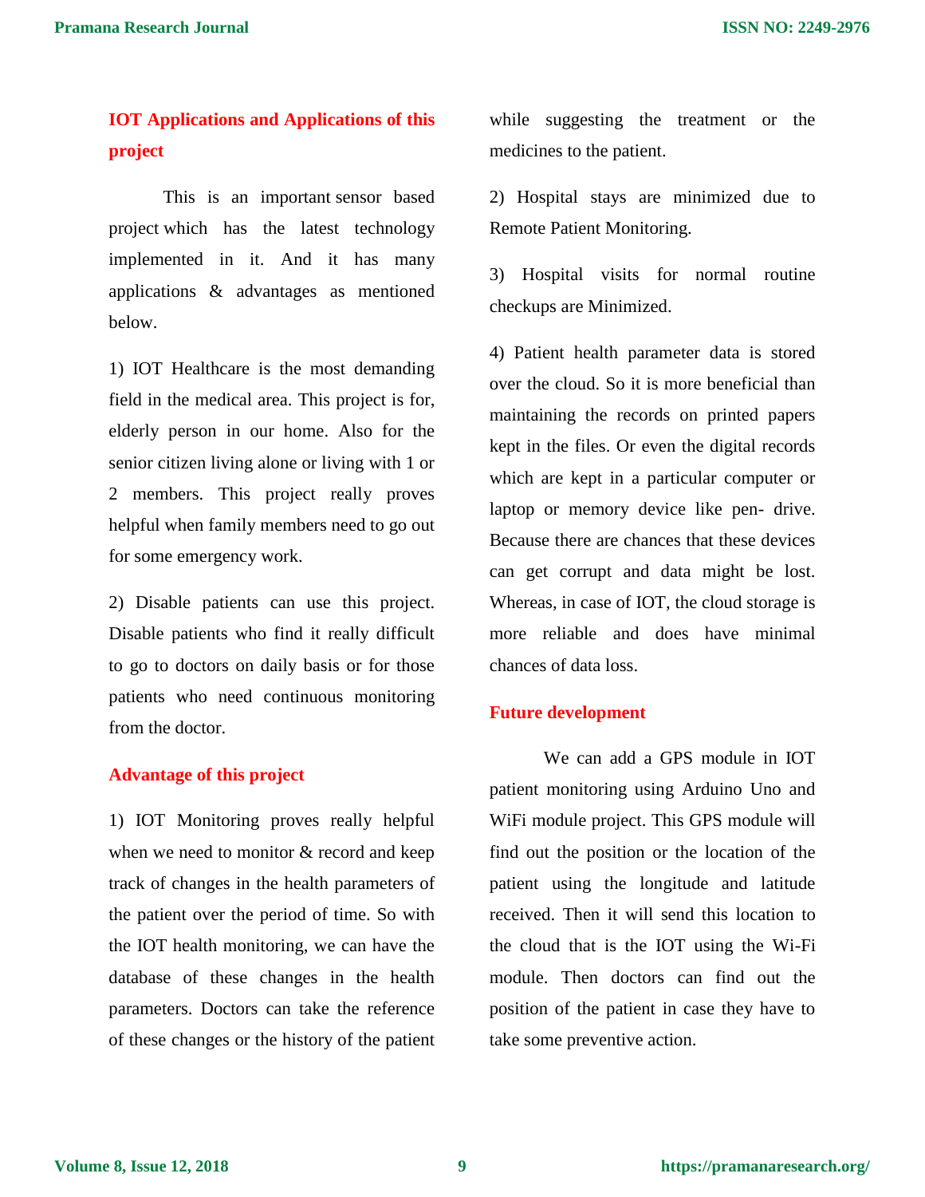## IOT Applications and Applications of this project

This is an important sensor based project which has the latest technology implemented in it. And it has many applications & advantages as mentioned below.

1) IOT Healthcare is the most demanding field in the medical area. This project is for, elderly person in our home. Also for the senior citizen living alone or living with 1 or 2 members. This project really proves helpful when family members need to go out for some emergency work.

2) Disable patients can use this project. Disable patients who find it really difficult to go to doctors on daily basis or for those patients who need continuous monitoring from the doctor.

## Advantage of this project

1) IOT Monitoring proves really helpful when we need to monitor & record and keep track of changes in the health parameters of the patient over the period of time. So with the IOT health monitoring, we can have the database of these changes in the health parameters. Doctors can take the reference of these changes or the history of the patient while suggesting the treatment or the medicines to the patient.

2) Hospital stays are minimized due to Remote Patient Monitoring.

3) Hospital visits for normal routine checkups are Minimized.

4) Patient health parameter data is stored over the cloud. So it is more beneficial than maintaining the records on printed papers kept in the files. Or even the digital records which are kept in a particular computer or laptop or memory device like pen- drive. Because there are chances that these devices can get corrupt and data might be lost. Whereas, in case of IOT, the cloud storage is more reliable and does have minimal chances of data loss.

## Future development

We can add a GPS module in IOT patient monitoring using Arduino Uno and WiFi module project. This GPS module will find out the position or the location of the patient using the longitude and latitude received. Then it will send this location to the cloud that is the IOT using the Wi-Fi module. Then doctors can find out the position of the patient in case they have to take some preventive action.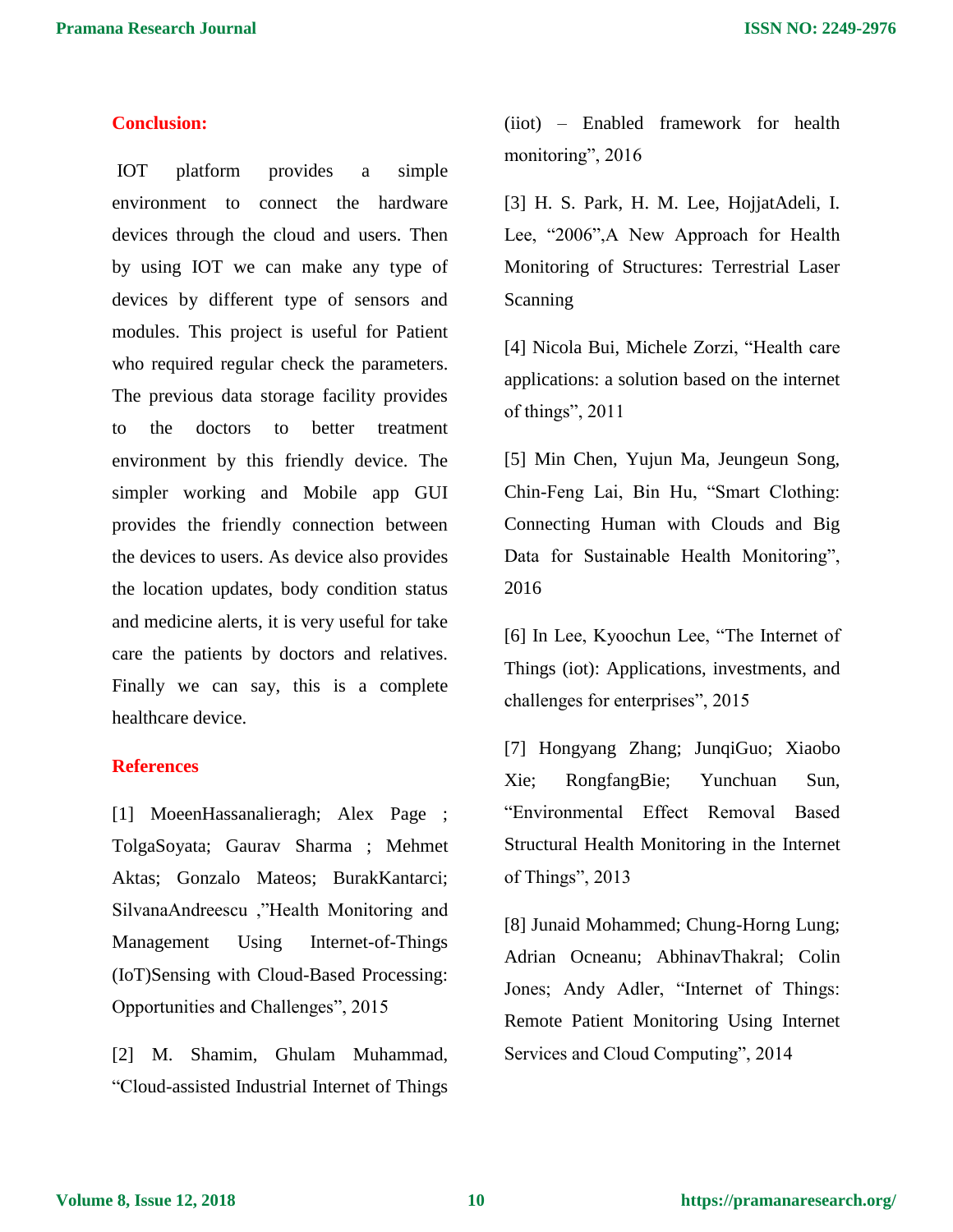## Conclusion:

IOT platform provides a simple environment to connect the hardware devices through the cloud and users. Then by using IOT we can make any type of devices by different type of sensors and modules. This project is useful for Patient who required regular check the parameters. The previous data storage facility provides to the doctors to better treatment environment by this friendly device. The simpler working and Mobile app GUI provides the friendly connection between the devices to users. As device also provides the location updates, body condition status and medicine alerts, it is very useful for take care the patients by doctors and relatives. Finally we can say, this is a complete healthcare device.

## References

[1] MoeenHassanalieragh; Alex Page ; TolgaSoyata; Gaurav Sharma ; Mehmet Aktas; Gonzalo Mateos; BurakKantarci; SilvanaAndreescu ,"Health Monitoring and Management Using Internet-of-Things (IoT)Sensing with Cloud-Based Processing: Opportunities and Challenges", 2015

[2] M. Shamim, Ghulam Muhammad, "Cloud-assisted Industrial Internet of Things (iiot) – Enabled framework for health monitoring", 2016

[3] H. S. Park, H. M. Lee, HojjatAdeli, I. Lee, "2006",A New Approach for Health Monitoring of Structures: Terrestrial Laser Scanning

[4] Nicola Bui, Michele Zorzi, "Health care applications: a solution based on the internet of things", 2011

[5] Min Chen, Yujun Ma, Jeungeun Song, Chin-Feng Lai, Bin Hu, "Smart Clothing: Connecting Human with Clouds and Big Data for Sustainable Health Monitoring", 2016

[6] In Lee, Kyoochun Lee, "The Internet of Things (iot): Applications, investments, and challenges for enterprises", 2015

[7] Hongyang Zhang; JunqiGuo; Xiaobo Xie; RongfangBie; Yunchuan Sun, "Environmental Effect Removal Based Structural Health Monitoring in the Internet of Things", 2013

[8] Junaid Mohammed; Chung-Horng Lung; Adrian Ocneanu; AbhinavThakral; Colin Jones; Andy Adler, "Internet of Things: Remote Patient Monitoring Using Internet Services and Cloud Computing", 2014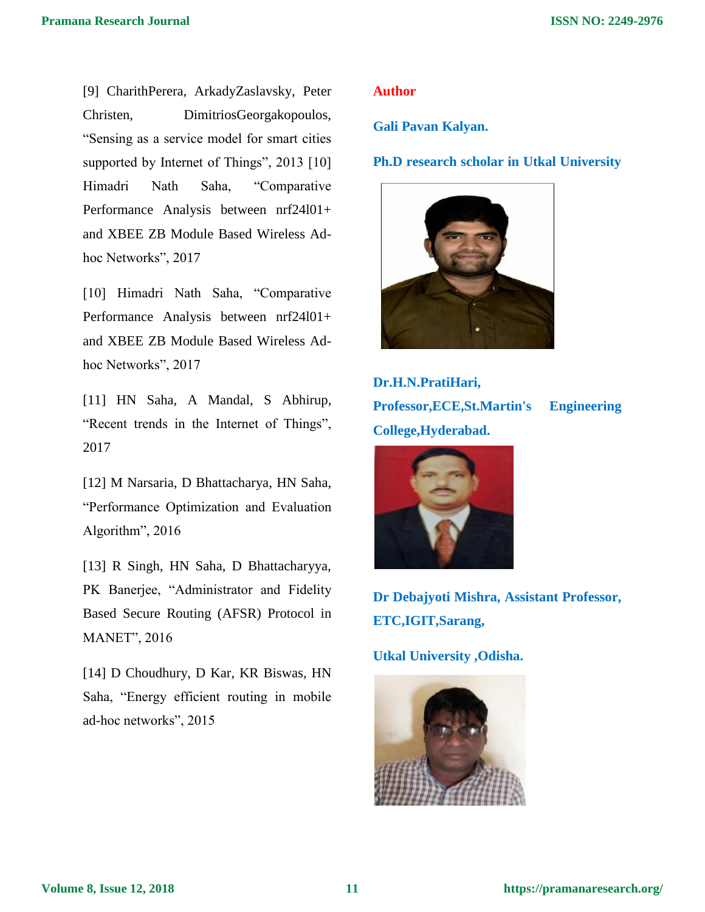[9] CharithPerera, ArkadyZaslavsky, Peter Christen, DimitriosGeorgakopoulos, "Sensing as a service model for smart cities supported by Internet of Things", 2013 [10] Himadri Nath Saha, "Comparative Performance Analysis between nrf24l01+ and XBEE ZB Module Based Wireless Ad-hoc Networks", 2017

[10] Himadri Nath Saha, "Comparative Performance Analysis between nrf24l01+ and XBEE ZB Module Based Wireless Ad-hoc Networks", 2017

[11] HN Saha, A Mandal, S Abhirup, "Recent trends in the Internet of Things", 2017

[12] M Narsaria, D Bhattacharya, HN Saha, "Performance Optimization and Evaluation Algorithm", 2016

[13] R Singh, HN Saha, D Bhattacharyya, PK Banerjee, "Administrator and Fidelity Based Secure Routing (AFSR) Protocol in MANET", 2016

[14] D Choudhury, D Kar, KR Biswas, HN Saha, "Energy efficient routing in mobile ad-hoc networks", 2015

**Author**

**Gali Pavan Kalyan.**

**Ph.D research scholar in Utkal University**

**Dr.H.N.PratiHari, Professor,ECE,St.Martin's Engineering College,Hyderabad.**

**Dr Debajyoti Mishra, Assistant Professor, ETC,IGIT,Sarang,**

**Utkal University ,Odisha.**